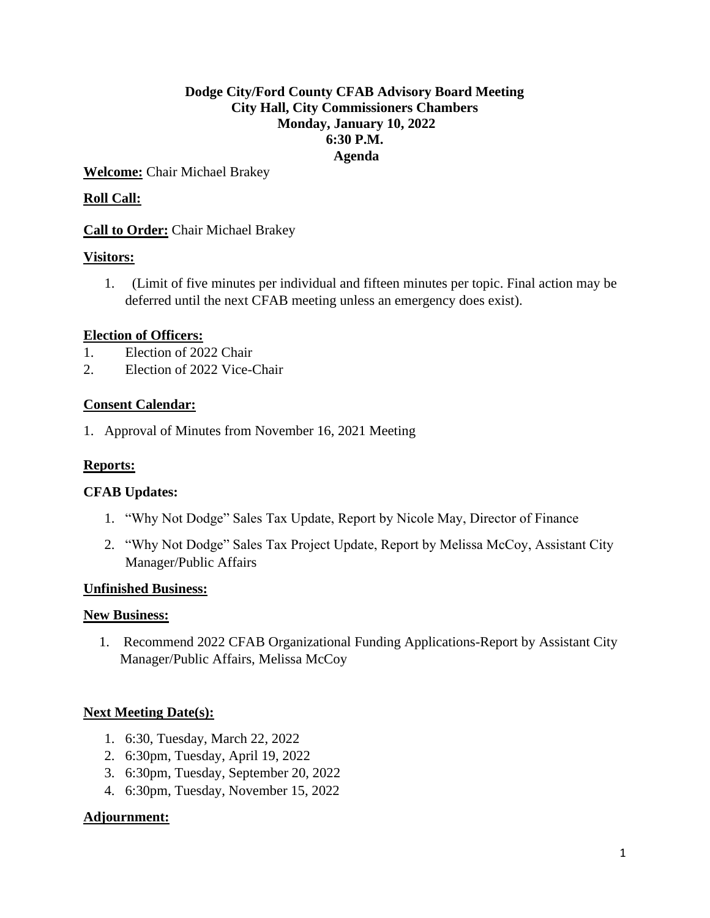# Dodge City/Ford County CFAB Advisory Board Meeting
## City Hall, City Commissioners Chambers
## Monday, January 10, 2022
## 6:30 P.M.
## Agenda

**Welcome:** Chair Michael Brakey

**Roll Call:**

**Call to Order:** Chair Michael Brakey

**Visitors:**

1. (Limit of five minutes per individual and fifteen minutes per topic. Final action may be deferred until the next CFAB meeting unless an emergency does exist).

**Election of Officers:**

1. Election of 2022 Chair
2. Election of 2022 Vice-Chair

**Consent Calendar:**

1. Approval of Minutes from November 16, 2021 Meeting

**Reports:**

**CFAB Updates:**

1. "Why Not Dodge" Sales Tax Update, Report by Nicole May, Director of Finance
2. "Why Not Dodge" Sales Tax Project Update, Report by Melissa McCoy, Assistant City Manager/Public Affairs

**Unfinished Business:**

**New Business:**

1. Recommend 2022 CFAB Organizational Funding Applications-Report by Assistant City Manager/Public Affairs, Melissa McCoy

**Next Meeting Date(s):**

1. 6:30, Tuesday, March 22, 2022
2. 6:30pm, Tuesday, April 19, 2022
3. 6:30pm, Tuesday, September 20, 2022
4. 6:30pm, Tuesday, November 15, 2022

**Adjournment:**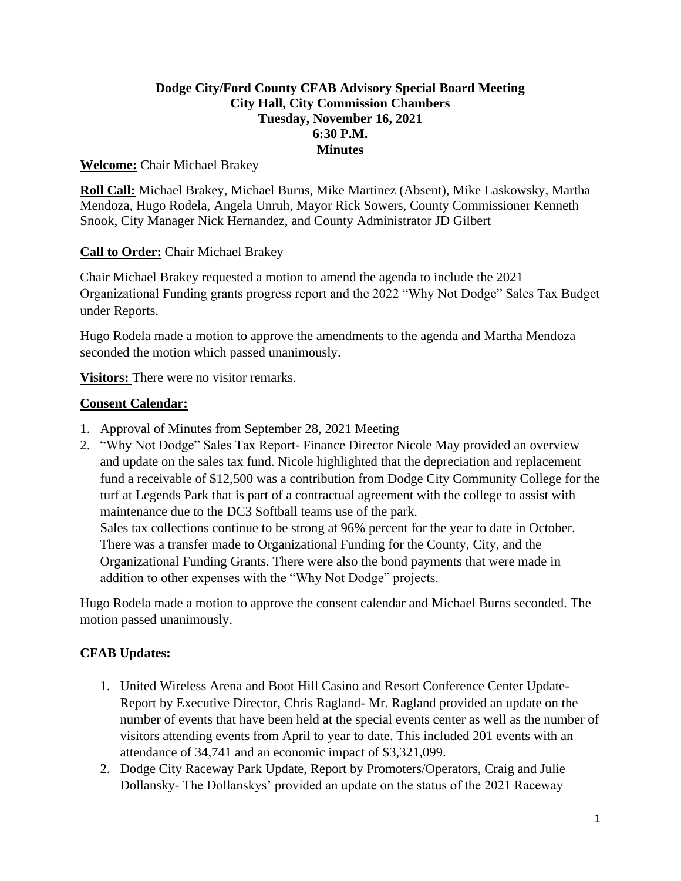**Dodge City/Ford County CFAB Advisory Special Board Meeting**
**City Hall, City Commission Chambers**
**Tuesday, November 16, 2021**
**6:30 P.M.**
**Minutes**

**Welcome:** Chair Michael Brakey

**Roll Call:** Michael Brakey, Michael Burns, Mike Martinez (Absent), Mike Laskowsky, Martha Mendoza, Hugo Rodela, Angela Unruh, Mayor Rick Sowers, County Commissioner Kenneth Snook, City Manager Nick Hernandez, and County Administrator JD Gilbert

**Call to Order:** Chair Michael Brakey

Chair Michael Brakey requested a motion to amend the agenda to include the 2021 Organizational Funding grants progress report and the 2022 "Why Not Dodge" Sales Tax Budget under Reports.

Hugo Rodela made a motion to approve the amendments to the agenda and Martha Mendoza seconded the motion which passed unanimously.

**Visitors:** There were no visitor remarks.

**Consent Calendar:**

1. Approval of Minutes from September 28, 2021 Meeting
2. "Why Not Dodge" Sales Tax Report- Finance Director Nicole May provided an overview and update on the sales tax fund. Nicole highlighted that the depreciation and replacement fund a receivable of $12,500 was a contribution from Dodge City Community College for the turf at Legends Park that is part of a contractual agreement with the college to assist with maintenance due to the DC3 Softball teams use of the park.
   Sales tax collections continue to be strong at 96% percent for the year to date in October. There was a transfer made to Organizational Funding for the County, City, and the Organizational Funding Grants. There were also the bond payments that were made in addition to other expenses with the "Why Not Dodge" projects.

Hugo Rodela made a motion to approve the consent calendar and Michael Burns seconded. The motion passed unanimously.

**CFAB Updates:**

1. United Wireless Arena and Boot Hill Casino and Resort Conference Center Update- Report by Executive Director, Chris Ragland- Mr. Ragland provided an update on the number of events that have been held at the special events center as well as the number of visitors attending events from April to year to date. This included 201 events with an attendance of 34,741 and an economic impact of $3,321,099.
2. Dodge City Raceway Park Update, Report by Promoters/Operators, Craig and Julie Dollansky- The Dollanskys' provided an update on the status of the 2021 Raceway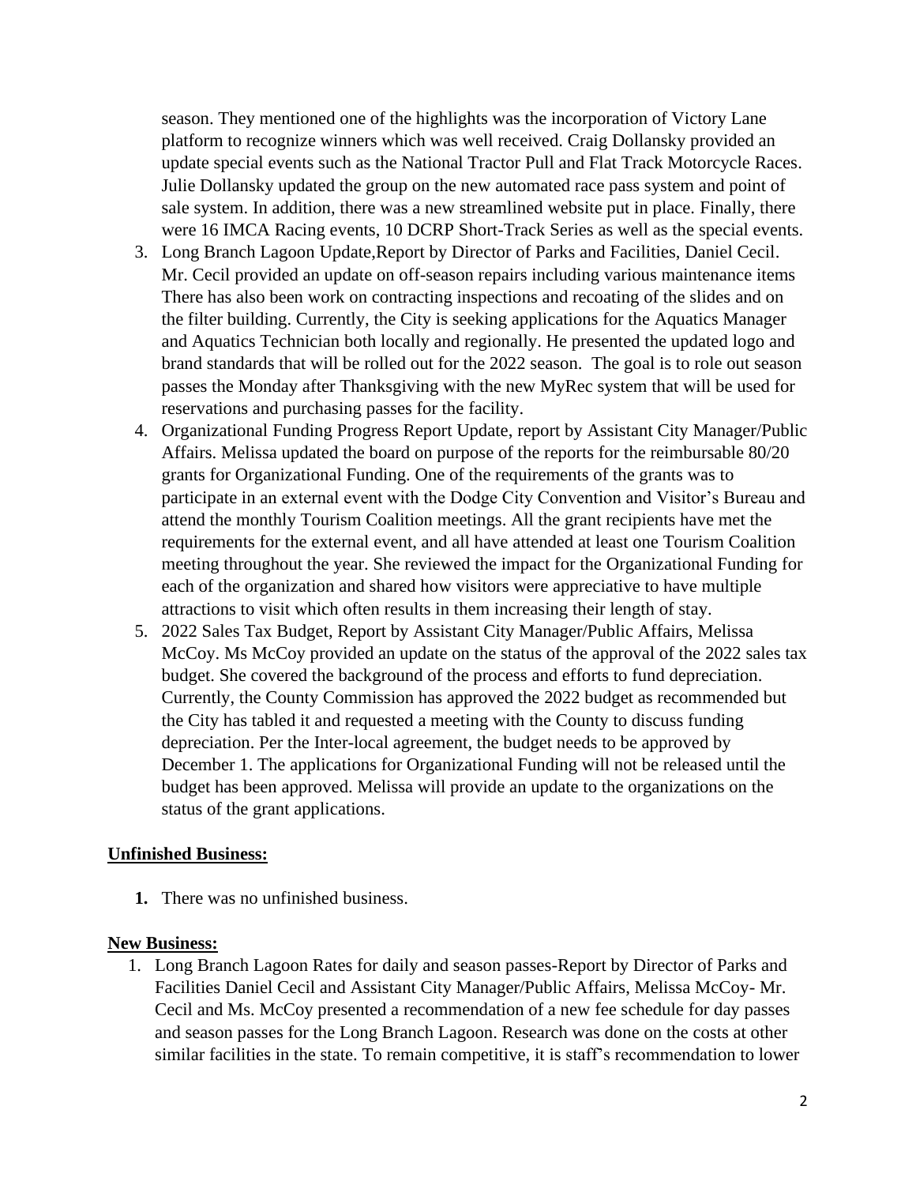season. They mentioned one of the highlights was the incorporation of Victory Lane platform to recognize winners which was well received. Craig Dollansky provided an update special events such as the National Tractor Pull and Flat Track Motorcycle Races. Julie Dollansky updated the group on the new automated race pass system and point of sale system. In addition, there was a new streamlined website put in place. Finally, there were 16 IMCA Racing events, 10 DCRP Short-Track Series as well as the special events.

3. Long Branch Lagoon Update,Report by Director of Parks and Facilities, Daniel Cecil. Mr. Cecil provided an update on off-season repairs including various maintenance items There has also been work on contracting inspections and recoating of the slides and on the filter building. Currently, the City is seeking applications for the Aquatics Manager and Aquatics Technician both locally and regionally. He presented the updated logo and brand standards that will be rolled out for the 2022 season. The goal is to role out season passes the Monday after Thanksgiving with the new MyRec system that will be used for reservations and purchasing passes for the facility.
4. Organizational Funding Progress Report Update, report by Assistant City Manager/Public Affairs. Melissa updated the board on purpose of the reports for the reimbursable 80/20 grants for Organizational Funding. One of the requirements of the grants was to participate in an external event with the Dodge City Convention and Visitor's Bureau and attend the monthly Tourism Coalition meetings. All the grant recipients have met the requirements for the external event, and all have attended at least one Tourism Coalition meeting throughout the year. She reviewed the impact for the Organizational Funding for each of the organization and shared how visitors were appreciative to have multiple attractions to visit which often results in them increasing their length of stay.
5. 2022 Sales Tax Budget, Report by Assistant City Manager/Public Affairs, Melissa McCoy. Ms McCoy provided an update on the status of the approval of the 2022 sales tax budget. She covered the background of the process and efforts to fund depreciation. Currently, the County Commission has approved the 2022 budget as recommended but the City has tabled it and requested a meeting with the County to discuss funding depreciation. Per the Inter-local agreement, the budget needs to be approved by December 1. The applications for Organizational Funding will not be released until the budget has been approved. Melissa will provide an update to the organizations on the status of the grant applications.

## Unfinished Business:

1. There was no unfinished business.

## New Business:

1. Long Branch Lagoon Rates for daily and season passes-Report by Director of Parks and Facilities Daniel Cecil and Assistant City Manager/Public Affairs, Melissa McCoy- Mr. Cecil and Ms. McCoy presented a recommendation of a new fee schedule for day passes and season passes for the Long Branch Lagoon. Research was done on the costs at other similar facilities in the state. To remain competitive, it is staff's recommendation to lower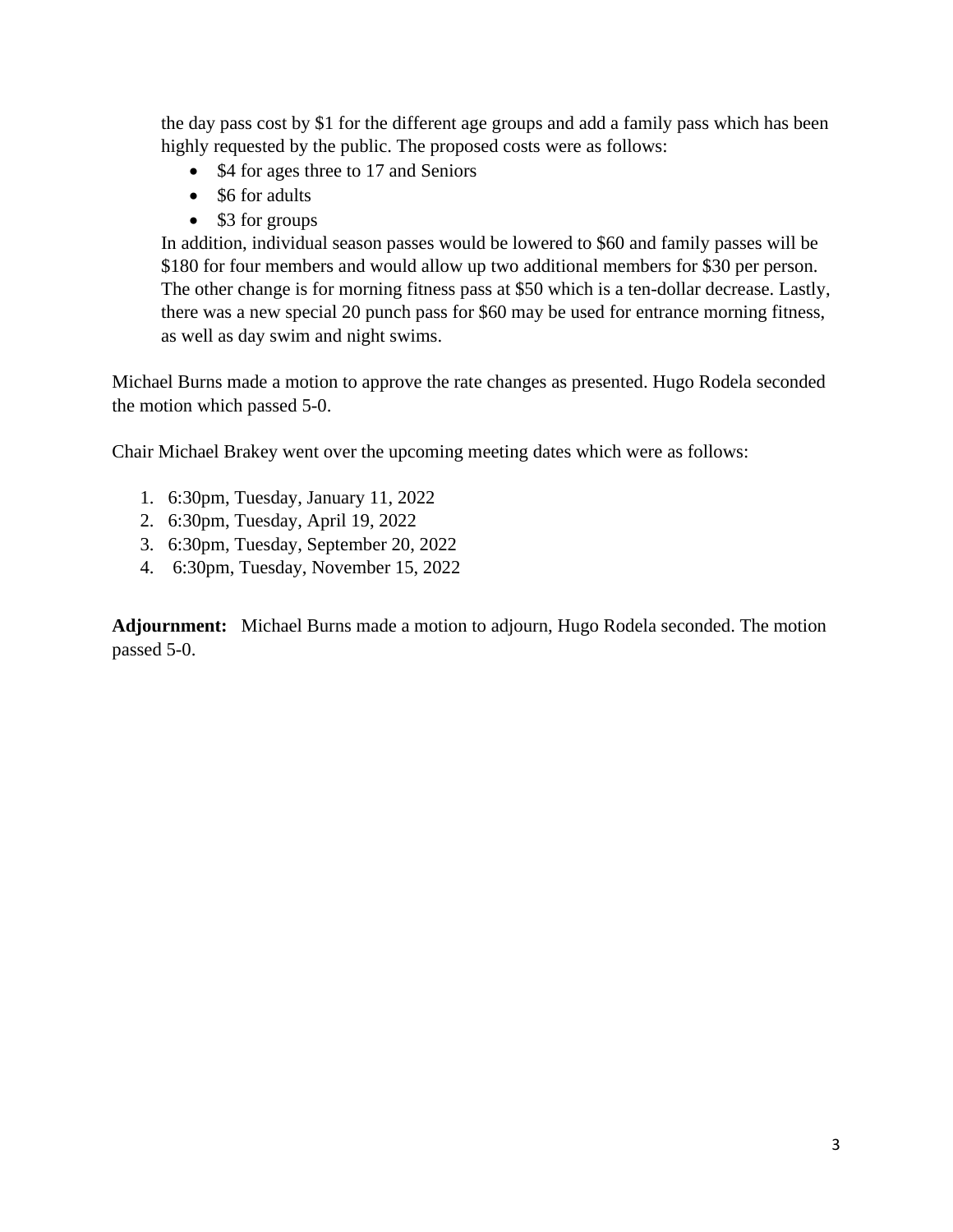the day pass cost by $1 for the different age groups and add a family pass which has been highly requested by the public. The proposed costs were as follows:

- $4 for ages three to 17 and Seniors
- $6 for adults
- $3 for groups

In addition, individual season passes would be lowered to $60 and family passes will be $180 for four members and would allow up two additional members for $30 per person. The other change is for morning fitness pass at $50 which is a ten-dollar decrease. Lastly, there was a new special 20 punch pass for $60 may be used for entrance morning fitness, as well as day swim and night swims.

Michael Burns made a motion to approve the rate changes as presented. Hugo Rodela seconded the motion which passed 5-0.

Chair Michael Brakey went over the upcoming meeting dates which were as follows:

1. 6:30pm, Tuesday, January 11, 2022
2. 6:30pm, Tuesday, April 19, 2022
3. 6:30pm, Tuesday, September 20, 2022
4. 6:30pm, Tuesday, November 15, 2022

**Adjournment:** Michael Burns made a motion to adjourn, Hugo Rodela seconded. The motion passed 5-0.